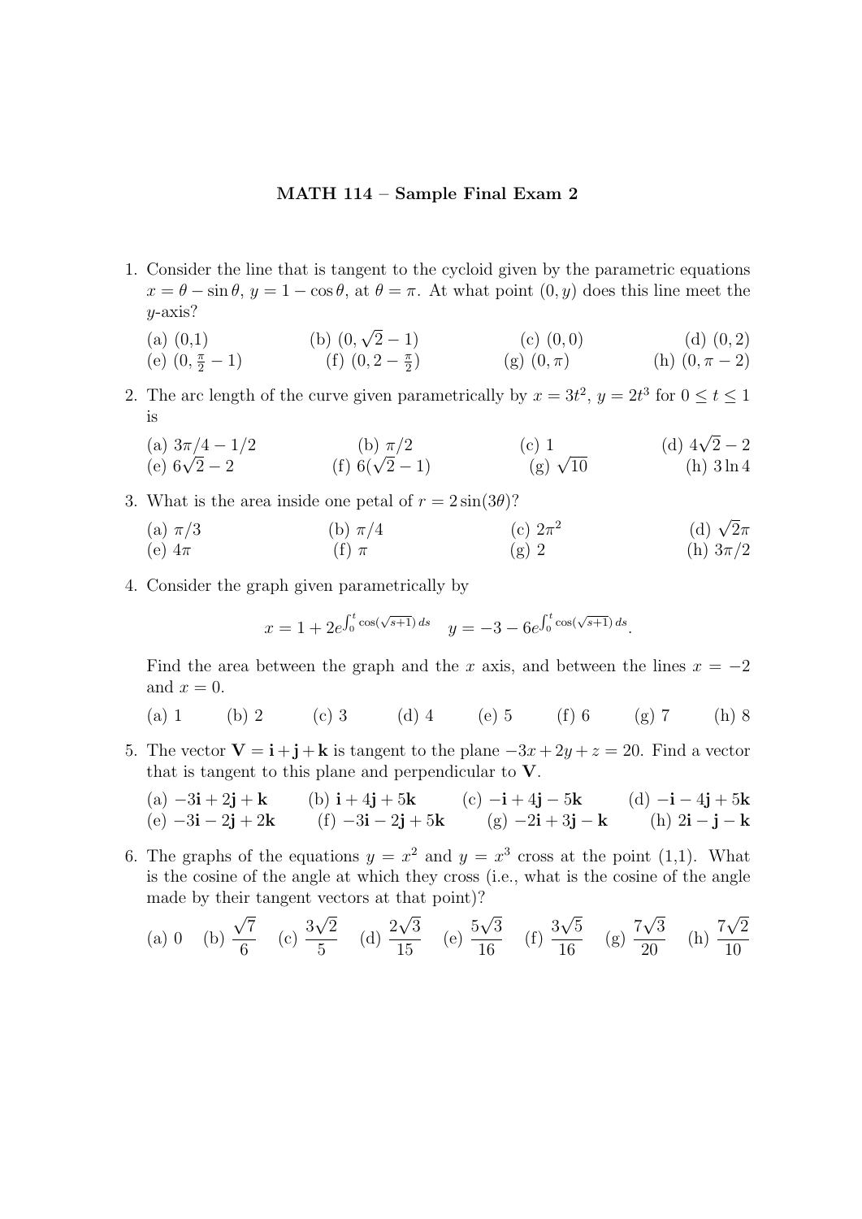**MATH 114 – Sample Final Exam 2**

1. Consider the line that is tangent to the cycloid given by the parametric equations $x = \theta - \sin\theta$, $y = 1 - \cos\theta$, at $\theta = \pi$. At what point $(0, y)$ does this line meet the $y$-axis?

   (a) (0,1) (b) $(0, \sqrt{2} - 1)$ (c) $(0, 0)$ (d) $(0, 2)$
   (e) $(0, \frac{\pi}{2} - 1)$ (f) $(0, 2 - \frac{\pi}{2})$ (g) $(0, \pi)$ (h) $(0, \pi - 2)$

2. The arc length of the curve given parametrically by $x = 3t^2$, $y = 2t^3$ for $0 \le t \le 1$ is

   (a) $3\pi/4 - 1/2$ (b) $\pi/2$ (c) 1 (d) $4\sqrt{2} - 2$
   (e) $6\sqrt{2} - 2$ (f) $6(\sqrt{2} - 1)$ (g) $\sqrt{10}$ (h) $3 \ln 4$

3. What is the area inside one petal of $r = 2\sin(3\theta)$?

   (a) $\pi/3$ (b) $\pi/4$ (c) $2\pi^2$ (d) $\sqrt{2}\pi$
   (e) $4\pi$ (f) $\pi$ (g) 2 (h) $3\pi/2$

4. Consider the graph given parametrically by

   $$x = 1 + 2e^{\int_0^t \cos(\sqrt{s+1})\, ds} \qquad y = -3 - 6e^{\int_0^t \cos(\sqrt{s+1})\, ds}.$$

   Find the area between the graph and the $x$ axis, and between the lines $x = -2$ and $x = 0$.

   (a) 1 (b) 2 (c) 3 (d) 4 (e) 5 (f) 6 (g) 7 (h) 8

5. The vector $\mathbf{V} = \mathbf{i} + \mathbf{j} + \mathbf{k}$ is tangent to the plane $-3x + 2y + z = 20$. Find a vector that is tangent to this plane and perpendicular to $\mathbf{V}$.

   (a) $-3\mathbf{i} + 2\mathbf{j} + \mathbf{k}$ (b) $\mathbf{i} + 4\mathbf{j} + 5\mathbf{k}$ (c) $-\mathbf{i} + 4\mathbf{j} - 5\mathbf{k}$ (d) $-\mathbf{i} - 4\mathbf{j} + 5\mathbf{k}$
   (e) $-3\mathbf{i} - 2\mathbf{j} + 2\mathbf{k}$ (f) $-3\mathbf{i} - 2\mathbf{j} + 5\mathbf{k}$ (g) $-2\mathbf{i} + 3\mathbf{j} - \mathbf{k}$ (h) $2\mathbf{i} - \mathbf{j} - \mathbf{k}$

6. The graphs of the equations $y = x^2$ and $y = x^3$ cross at the point (1,1). What is the cosine of the angle at which they cross (i.e., what is the cosine of the angle made by their tangent vectors at that point)?

   (a) 0 (b) $\frac{\sqrt{7}}{6}$ (c) $\frac{3\sqrt{2}}{5}$ (d) $\frac{2\sqrt{3}}{15}$ (e) $\frac{5\sqrt{3}}{16}$ (f) $\frac{3\sqrt{5}}{16}$ (g) $\frac{7\sqrt{3}}{20}$ (h) $\frac{7\sqrt{2}}{10}$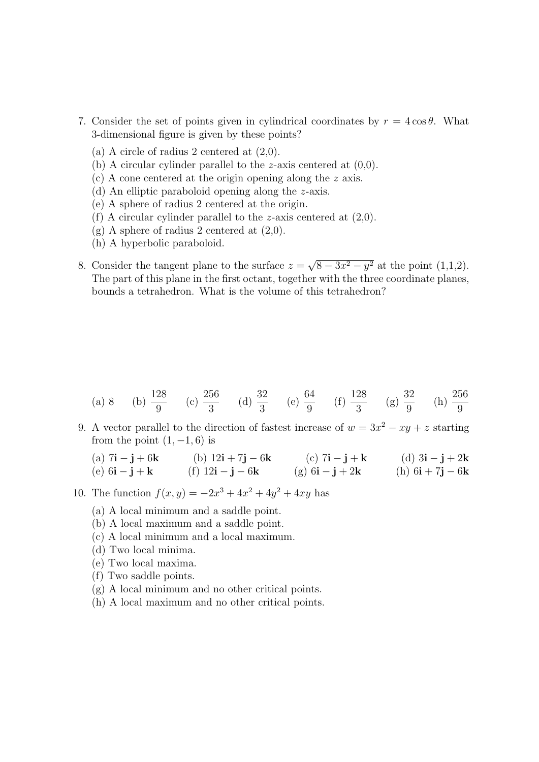7. Consider the set of points given in cylindrical coordinates by $r = 4\cos\theta$. What 3-dimensional figure is given by these points?

   (a) A circle of radius 2 centered at (2,0).
   (b) A circular cylinder parallel to the $z$-axis centered at (0,0).
   (c) A cone centered at the origin opening along the $z$ axis.
   (d) An elliptic paraboloid opening along the $z$-axis.
   (e) A sphere of radius 2 centered at the origin.
   (f) A circular cylinder parallel to the $z$-axis centered at (2,0).
   (g) A sphere of radius 2 centered at (2,0).
   (h) A hyperbolic paraboloid.

8. Consider the tangent plane to the surface $z = \sqrt{8 - 3x^2 - y^2}$ at the point (1,1,2). The part of this plane in the first octant, together with the three coordinate planes, bounds a tetrahedron. What is the volume of this tetrahedron?

   (a) 8 (b) $\frac{128}{9}$ (c) $\frac{256}{3}$ (d) $\frac{32}{3}$ (e) $\frac{64}{9}$ (f) $\frac{128}{3}$ (g) $\frac{32}{9}$ (h) $\frac{256}{9}$

9. A vector parallel to the direction of fastest increase of $w = 3x^2 - xy + z$ starting from the point $(1, -1, 6)$ is

   (a) $7\mathbf{i} - \mathbf{j} + 6\mathbf{k}$ (b) $12\mathbf{i} + 7\mathbf{j} - 6\mathbf{k}$ (c) $7\mathbf{i} - \mathbf{j} + \mathbf{k}$ (d) $3\mathbf{i} - \mathbf{j} + 2\mathbf{k}$
   (e) $6\mathbf{i} - \mathbf{j} + \mathbf{k}$ (f) $12\mathbf{i} - \mathbf{j} - 6\mathbf{k}$ (g) $6\mathbf{i} - \mathbf{j} + 2\mathbf{k}$ (h) $6\mathbf{i} + 7\mathbf{j} - 6\mathbf{k}$

10. The function $f(x, y) = -2x^3 + 4x^2 + 4y^2 + 4xy$ has

    (a) A local minimum and a saddle point.
    (b) A local maximum and a saddle point.
    (c) A local minimum and a local maximum.
    (d) Two local minima.
    (e) Two local maxima.
    (f) Two saddle points.
    (g) A local minimum and no other critical points.
    (h) A local maximum and no other critical points.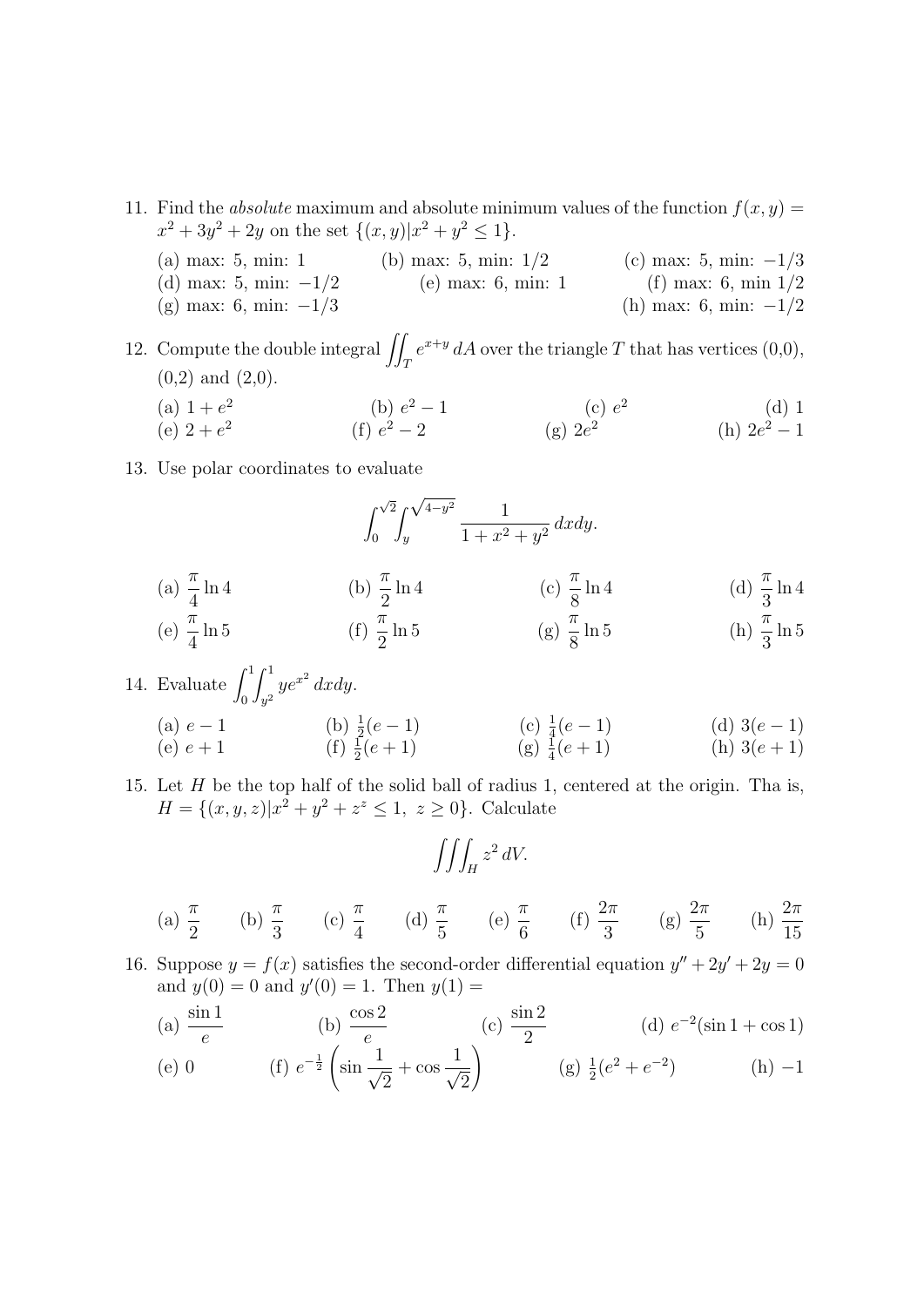11. Find the *absolute* maximum and absolute minimum values of the function $f(x, y) = x^2 + 3y^2 + 2y$ on the set $\{(x, y)|x^2 + y^2 \leq 1\}$.

    (a) max: 5, min: 1 (b) max: 5, min: 1/2 (c) max: 5, min: $-1/3$
    (d) max: 5, min: $-1/2$ (e) max: 6, min: 1 (f) max: 6, min 1/2
    (g) max: 6, min: $-1/3$ (h) max: 6, min: $-1/2$

12. Compute the double integral $\iint_T e^{x+y}\, dA$ over the triangle $T$ that has vertices (0,0), (0,2) and (2,0).

    (a) $1 + e^2$ (b) $e^2 - 1$ (c) $e^2$ (d) 1
    (e) $2 + e^2$ (f) $e^2 - 2$ (g) $2e^2$ (h) $2e^2 - 1$

13. Use polar coordinates to evaluate

$$\int_0^{\sqrt{2}} \int_y^{\sqrt{4-y^2}} \frac{1}{1 + x^2 + y^2}\, dxdy.$$

    (a) $\frac{\pi}{4}\ln 4$ (b) $\frac{\pi}{2}\ln 4$ (c) $\frac{\pi}{8}\ln 4$ (d) $\frac{\pi}{3}\ln 4$
    (e) $\frac{\pi}{4}\ln 5$ (f) $\frac{\pi}{2}\ln 5$ (g) $\frac{\pi}{8}\ln 5$ (h) $\frac{\pi}{3}\ln 5$

14. Evaluate $\int_0^1 \int_{y^2}^1 ye^{x^2}\, dxdy$.

    (a) $e - 1$ (b) $\frac{1}{2}(e - 1)$ (c) $\frac{1}{4}(e - 1)$ (d) $3(e - 1)$
    (e) $e + 1$ (f) $\frac{1}{2}(e + 1)$ (g) $\frac{1}{4}(e + 1)$ (h) $3(e + 1)$

15. Let $H$ be the top half of the solid ball of radius 1, centered at the origin. Tha is, $H = \{(x, y, z)|x^2 + y^2 + z^z \leq 1,\ z \geq 0\}$. Calculate

$$\iiint_H z^2\, dV.$$

    (a) $\frac{\pi}{2}$ (b) $\frac{\pi}{3}$ (c) $\frac{\pi}{4}$ (d) $\frac{\pi}{5}$ (e) $\frac{\pi}{6}$ (f) $\frac{2\pi}{3}$ (g) $\frac{2\pi}{5}$ (h) $\frac{2\pi}{15}$

16. Suppose $y = f(x)$ satisfies the second-order differential equation $y'' + 2y' + 2y = 0$ and $y(0) = 0$ and $y'(0) = 1$. Then $y(1) =$

    (a) $\frac{\sin 1}{e}$ (b) $\frac{\cos 2}{e}$ (c) $\frac{\sin 2}{2}$ (d) $e^{-2}(\sin 1 + \cos 1)$
    (e) 0 (f) $e^{-\frac{1}{2}}\left(\sin\frac{1}{\sqrt{2}} + \cos\frac{1}{\sqrt{2}}\right)$ (g) $\frac{1}{2}(e^2 + e^{-2})$ (h) $-1$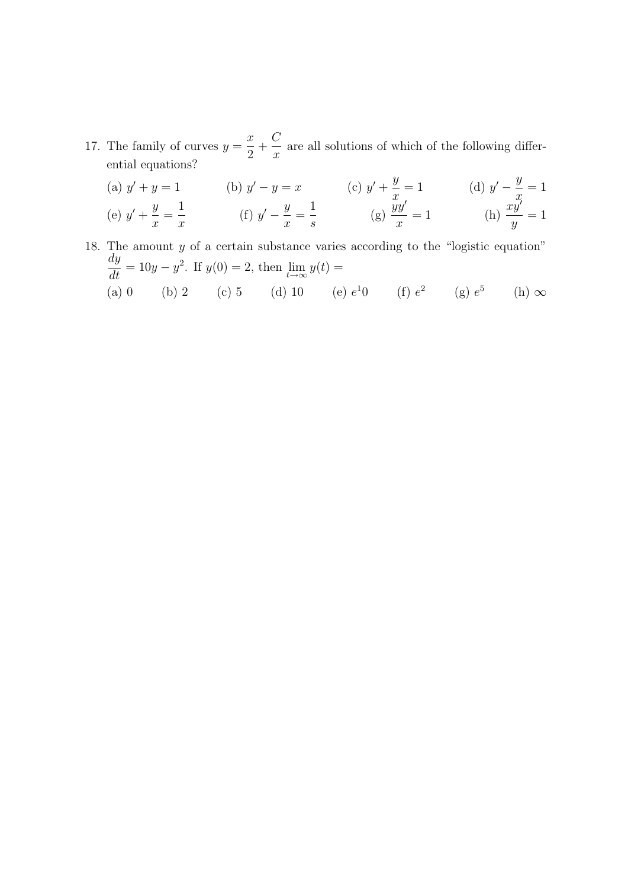17. The family of curves $y = \dfrac{x}{2} + \dfrac{C}{x}$ are all solutions of which of the following differential equations?

    (a) $y' + y = 1$ (b) $y' - y = x$ (c) $y' + \dfrac{y}{x} = 1$ (d) $y' - \dfrac{y}{x} = 1$

    (e) $y' + \dfrac{y}{x} = \dfrac{1}{x}$ (f) $y' - \dfrac{y}{x} = \dfrac{1}{s}$ (g) $\dfrac{yy'}{x} = 1$ (h) $\dfrac{xy'}{y} = 1$

18. The amount $y$ of a certain substance varies according to the "logistic equation" $\dfrac{dy}{dt} = 10y - y^2$. If $y(0) = 2$, then $\lim_{t\to\infty} y(t) =$

    (a) 0 (b) 2 (c) 5 (d) 10 (e) $e^10$ (f) $e^2$ (g) $e^5$ (h) $\infty$